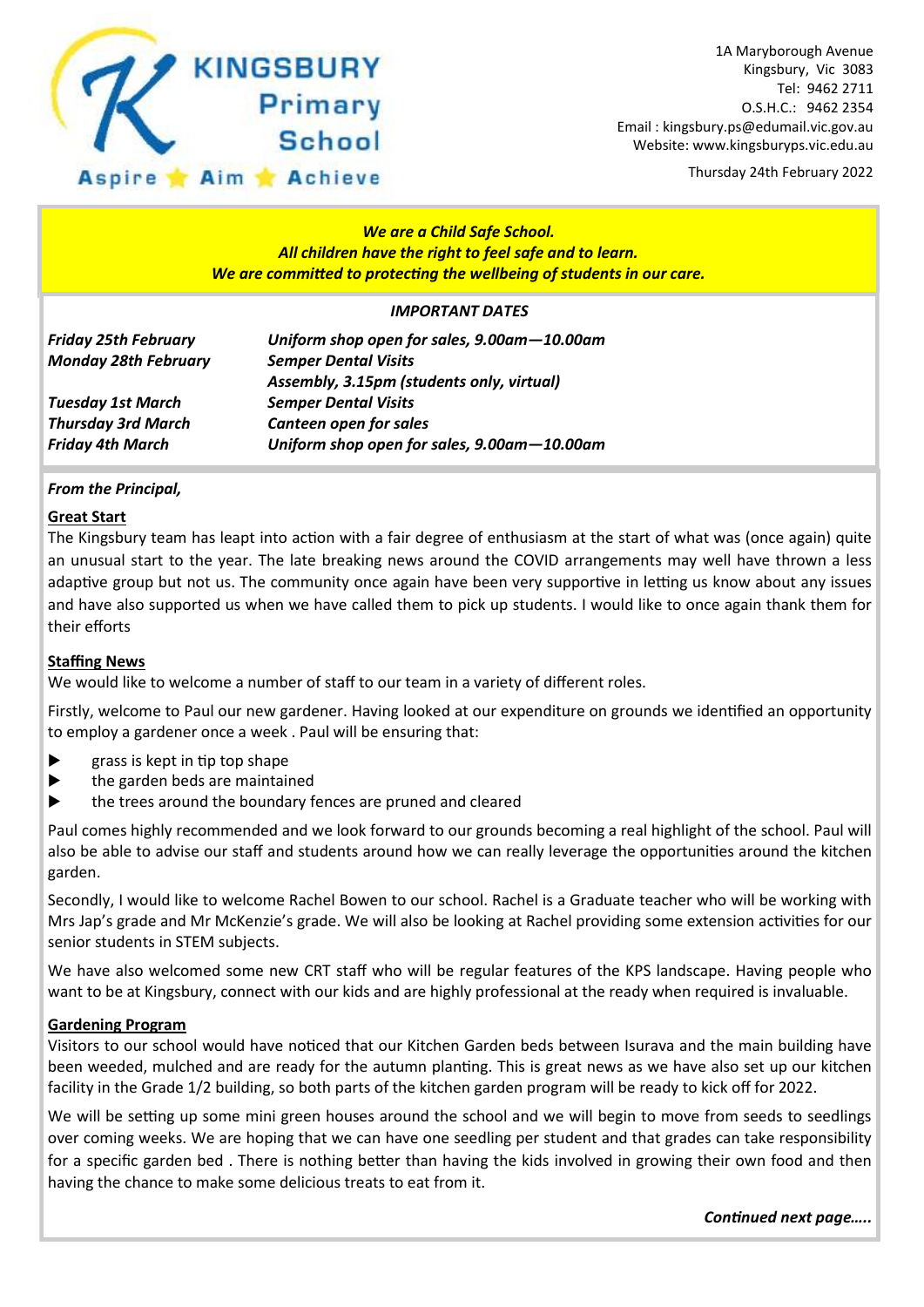# KINGSBURY Primary School

Aspire ★ Aim ★ Achieve

1A Maryborough Avenue
Kingsbury, Vic 3083
Tel: 9462 2711
O.S.H.C.: 9462 2354
Email : kingsbury.ps@edumail.vic.gov.au
Website: www.kingsburyps.vic.edu.au

Thursday 24th February 2022

***We are a Child Safe School.***
***All children have the right to feel safe and to learn.***
***We are committed to protecting the wellbeing of students in our care.***

***IMPORTANT DATES***

| | |
|---|---|
| ***Friday 25th February*** | ***Uniform shop open for sales, 9.00am—10.00am*** |
| ***Monday 28th February*** | ***Semper Dental Visits*** |
| | ***Assembly, 3.15pm (students only, virtual)*** |
| ***Tuesday 1st March*** | ***Semper Dental Visits*** |
| ***Thursday 3rd March*** | ***Canteen open for sales*** |
| ***Friday 4th March*** | ***Uniform shop open for sales, 9.00am—10.00am*** |

***From the Principal,***

**Great Start**

The Kingsbury team has leapt into action with a fair degree of enthusiasm at the start of what was (once again) quite an unusual start to the year. The late breaking news around the COVID arrangements may well have thrown a less adaptive group but not us. The community once again have been very supportive in letting us know about any issues and have also supported us when we have called them to pick up students. I would like to once again thank them for their efforts

**Staffing News**

We would like to welcome a number of staff to our team in a variety of different roles.

Firstly, welcome to Paul our new gardener. Having looked at our expenditure on grounds we identified an opportunity to employ a gardener once a week . Paul will be ensuring that:

- grass is kept in tip top shape
- the garden beds are maintained
- the trees around the boundary fences are pruned and cleared

Paul comes highly recommended and we look forward to our grounds becoming a real highlight of the school. Paul will also be able to advise our staff and students around how we can really leverage the opportunities around the kitchen garden.

Secondly, I would like to welcome Rachel Bowen to our school. Rachel is a Graduate teacher who will be working with Mrs Jap's grade and Mr McKenzie's grade. We will also be looking at Rachel providing some extension activities for our senior students in STEM subjects.

We have also welcomed some new CRT staff who will be regular features of the KPS landscape. Having people who want to be at Kingsbury, connect with our kids and are highly professional at the ready when required is invaluable.

**Gardening Program**

Visitors to our school would have noticed that our Kitchen Garden beds between Isurava and the main building have been weeded, mulched and are ready for the autumn planting. This is great news as we have also set up our kitchen facility in the Grade 1/2 building, so both parts of the kitchen garden program will be ready to kick off for 2022.

We will be setting up some mini green houses around the school and we will begin to move from seeds to seedlings over coming weeks. We are hoping that we can have one seedling per student and that grades can take responsibility for a specific garden bed . There is nothing better than having the kids involved in growing their own food and then having the chance to make some delicious treats to eat from it.

***Continued next page…..***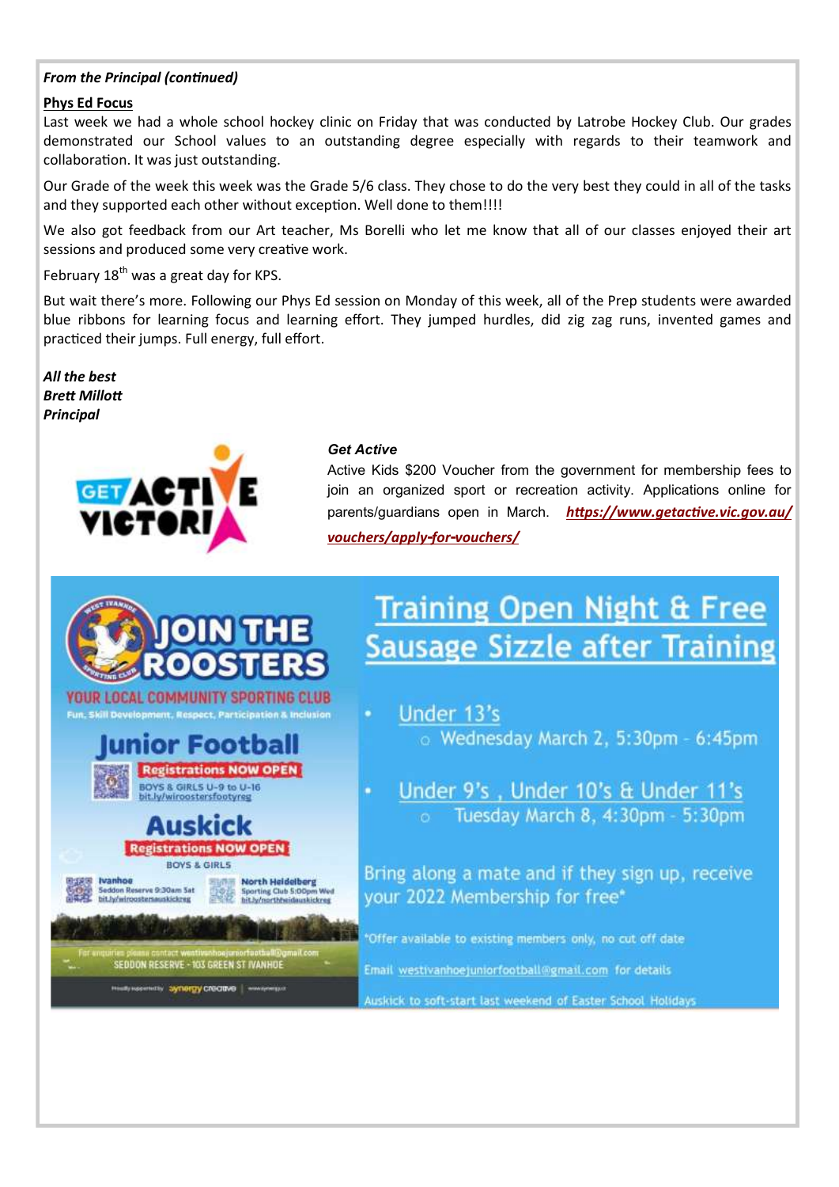***From the Principal (continued)***

**Phys Ed Focus**

Last week we had a whole school hockey clinic on Friday that was conducted by Latrobe Hockey Club. Our grades demonstrated our School values to an outstanding degree especially with regards to their teamwork and collaboration. It was just outstanding.

Our Grade of the week this week was the Grade 5/6 class. They chose to do the very best they could in all of the tasks and they supported each other without exception. Well done to them!!!!

We also got feedback from our Art teacher, Ms Borelli who let me know that all of our classes enjoyed their art sessions and produced some very creative work.

February 18th was a great day for KPS.

But wait there's more. Following our Phys Ed session on Monday of this week, all of the Prep students were awarded blue ribbons for learning focus and learning effort. They jumped hurdles, did zig zag runs, invented games and practiced their jumps. Full energy, full effort.

***All the best***
***Brett Millott***
***Principal***

GET ACTIVE VICTORIA

***Get Active***

Active Kids $200 Voucher from the government for membership fees to join an organized sport or recreation activity. Applications online for parents/guardians open in March. ***https://www.getactive.vic.gov.au/vouchers/apply-for-vouchers/***

**JOIN THE ROOSTERS**

WEST IVANHOE SPORTING CLUB

YOUR LOCAL COMMUNITY SPORTING CLUB

Fun, Skill Development, Respect, Participation & Inclusion

**Junior Football**

Registrations NOW OPEN

BOYS & GIRLS U-9 to U-16
bit.ly/wiroostersfootyreg

**Auskick**

Registrations NOW OPEN

BOYS & GIRLS

Ivanhoe
Seddon Reserve 9:30am Sat
bit.ly/wiroostersauskickreg

North Heidelberg
Sporting Club 5:00pm Wed
bit.ly/northheidauskickreg

For enquiries please contact westivanhoejuniorfootball@gmail.com
SEDDON RESERVE - 103 GREEN ST IVANHOE

Proudly supported by synergy creative

## Training Open Night & Free Sausage Sizzle after Training

- Under 13's
  - Wednesday March 2, 5:30pm - 6:45pm
- Under 9's , Under 10's & Under 11's
  - Tuesday March 8, 4:30pm - 5:30pm

Bring along a mate and if they sign up, receive your 2022 Membership for free*

*Offer available to existing members only, no cut off date

Email westivanhoejuniorfootball@gmail.com for details

Auskick to soft-start last weekend of Easter School Holidays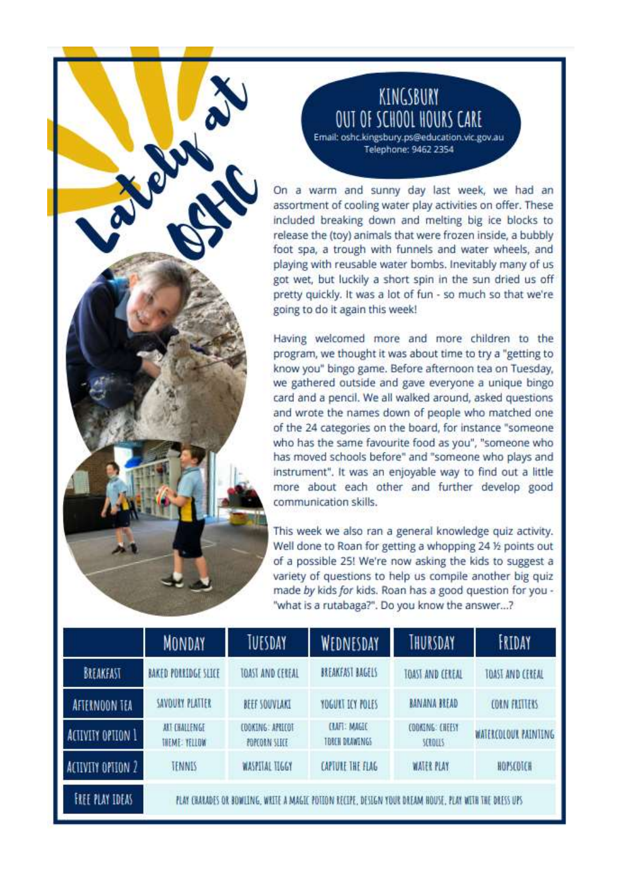# Lately at OSHC

## KINGSBURY OUT OF SCHOOL HOURS CARE

Email: oshc.kingsbury.ps@education.vic.gov.au
Telephone: 9462 2354

On a warm and sunny day last week, we had an assortment of cooling water play activities on offer. These included breaking down and melting big ice blocks to release the (toy) animals that were frozen inside, a bubbly foot spa, a trough with funnels and water wheels, and playing with reusable water bombs. Inevitably many of us got wet, but luckily a short spin in the sun dried us off pretty quickly. It was a lot of fun - so much so that we're going to do it again this week!

Having welcomed more and more children to the program, we thought it was about time to try a "getting to know you" bingo game. Before afternoon tea on Tuesday, we gathered outside and gave everyone a unique bingo card and a pencil. We all walked around, asked questions and wrote the names down of people who matched one of the 24 categories on the board, for instance "someone who has the same favourite food as you", "someone who has moved schools before" and "someone who plays and instrument". It was an enjoyable way to find out a little more about each other and further develop good communication skills.

This week we also ran a general knowledge quiz activity. Well done to Roan for getting a whopping 24 ½ points out of a possible 25! We're now asking the kids to suggest a variety of questions to help us compile another big quiz made *by* kids *for* kids. Roan has a good question for you - "what is a rutabaga?". Do you know the answer...?

| | MONDAY | TUESDAY | WEDNESDAY | THURSDAY | FRIDAY |
|---|---|---|---|---|---|
| BREAKFAST | BAKED PORRIDGE SLICE | TOAST AND CEREAL | BREAKFAST BAGELS | TOAST AND CEREAL | TOAST AND CEREAL |
| AFTERNOON TEA | SAVOURY PLATTER | BEEF SOUVLAKI | YOGURT ICY POLES | BANANA BREAD | CORN FRITTERS |
| ACTIVITY OPTION 1 | ART CHALLENGE THEME: YELLOW | COOKING: APRICOT POPCORN SLICE | CRAFT: MAGIC TORCH DRAWINGS | COOKING: CHEESY SCROLLS | WATERCOLOUR PAINTING |
| ACTIVITY OPTION 2 | TENNIS | WASPITAL TIGGY | CAPTURE THE FLAG | WATER PLAY | HOPSCOTCH |
| FREE PLAY IDEAS | PLAY CHARADES OR BOWLING, WRITE A MAGIC POTION RECIPE, DESIGN YOUR DREAM HOUSE, PLAY WITH THE DRESS UPS | | | | |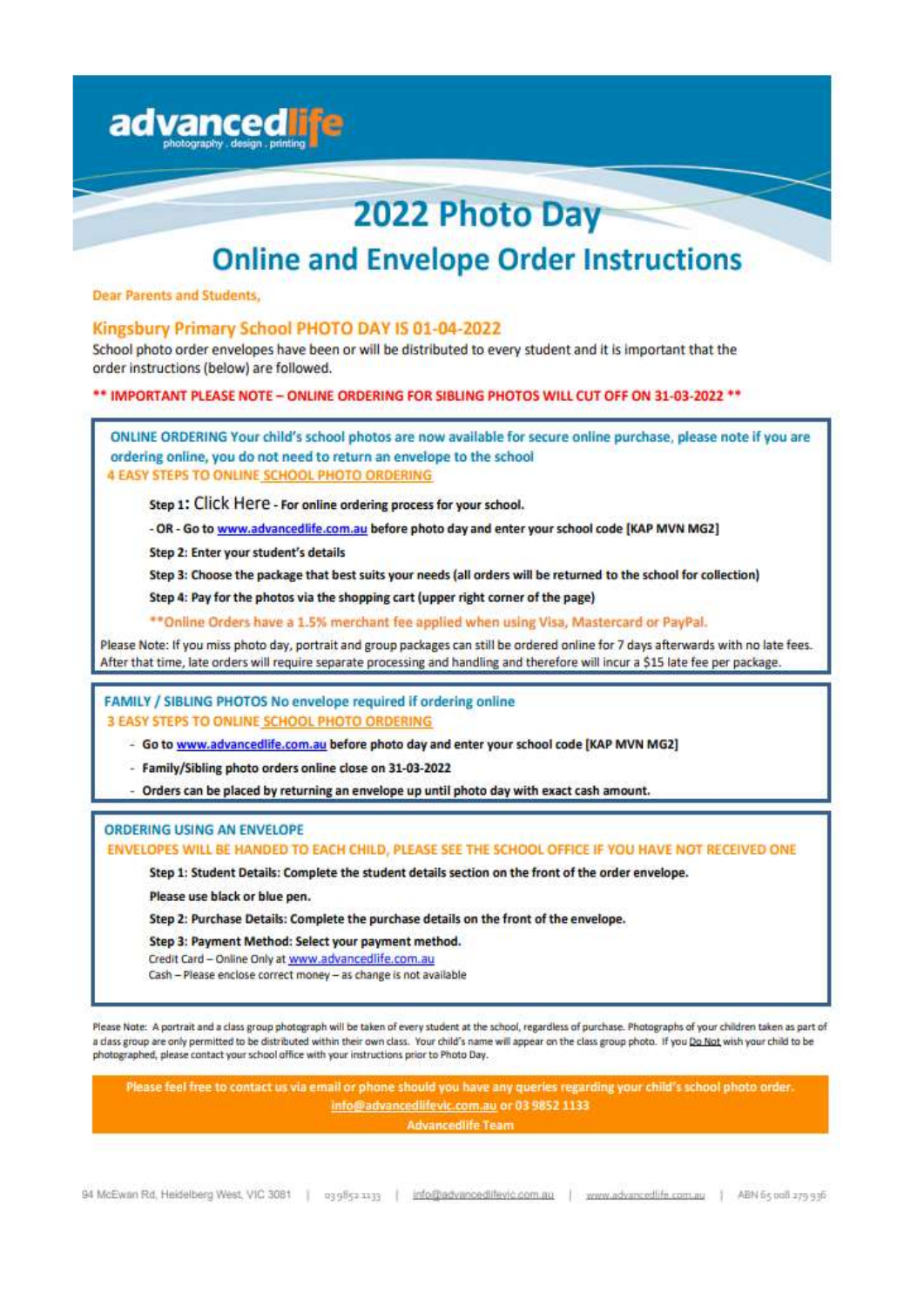advancedlife
photography . design . printing

# 2022 Photo Day

## Online and Envelope Order Instructions

**Dear Parents and Students,**

### Kingsbury Primary School PHOTO DAY IS 01-04-2022

School photo order envelopes have been or will be distributed to every student and it is important that the order instructions (below) are followed.

**** IMPORTANT PLEASE NOTE – ONLINE ORDERING FOR SIBLING PHOTOS WILL CUT OFF ON 31-03-2022 ****

**ONLINE ORDERING Your child's school photos are now available for secure online purchase, please note if you are ordering online, you do not need to return an envelope to the school**

**4 EASY STEPS TO ONLINE SCHOOL PHOTO ORDERING**

**Step 1: Click Here - For online ordering process for your school.**

**- OR - Go to www.advancedlife.com.au before photo day and enter your school code [KAP MVN MG2]**

**Step 2: Enter your student's details**

**Step 3: Choose the package that best suits your needs (all orders will be returned to the school for collection)**

**Step 4: Pay for the photos via the shopping cart (upper right corner of the page)**

****Online Orders have a 1.5% merchant fee applied when using Visa, Mastercard or PayPal.**

Please Note: If you miss photo day, portrait and group packages can still be ordered online for 7 days afterwards with no late fees. After that time, late orders will require separate processing and handling and therefore will incur a $15 late fee per package.

**FAMILY / SIBLING PHOTOS No envelope required if ordering online**

**3 EASY STEPS TO ONLINE SCHOOL PHOTO ORDERING**

- **Go to www.advancedlife.com.au before photo day and enter your school code [KAP MVN MG2]**
- **Family/Sibling photo orders online close on 31-03-2022**
- **Orders can be placed by returning an envelope up until photo day with exact cash amount.**

**ORDERING USING AN ENVELOPE**

**ENVELOPES WILL BE HANDED TO EACH CHILD, PLEASE SEE THE SCHOOL OFFICE IF YOU HAVE NOT RECEIVED ONE**

**Step 1: Student Details: Complete the student details section on the front of the order envelope.**

**Please use black or blue pen.**

**Step 2: Purchase Details: Complete the purchase details on the front of the envelope.**

**Step 3: Payment Method: Select your payment method.**

Credit Card – Online Only at www.advancedlife.com.au

Cash – Please enclose correct money – as change is not available

Please Note: A portrait and a class group photograph will be taken of every student at the school, regardless of purchase. Photographs of your children taken as part of a class group are only permitted to be distributed within their own class. Your child's name will appear on the class group photo. If you Do Not wish your child to be photographed, please contact your school office with your instructions prior to Photo Day.

**Please feel free to contact us via email or phone should you have any queries regarding your child's school photo order.**
**info@advancedlifevic.com.au or 03 9852 1133**
**Advancedlife Team**

94 McEwan Rd, Heidelberg West, VIC 3081 | 03 9852 1133 | info@advancedlifevic.com.au | www.advancedlife.com.au | ABN 65 008 279 936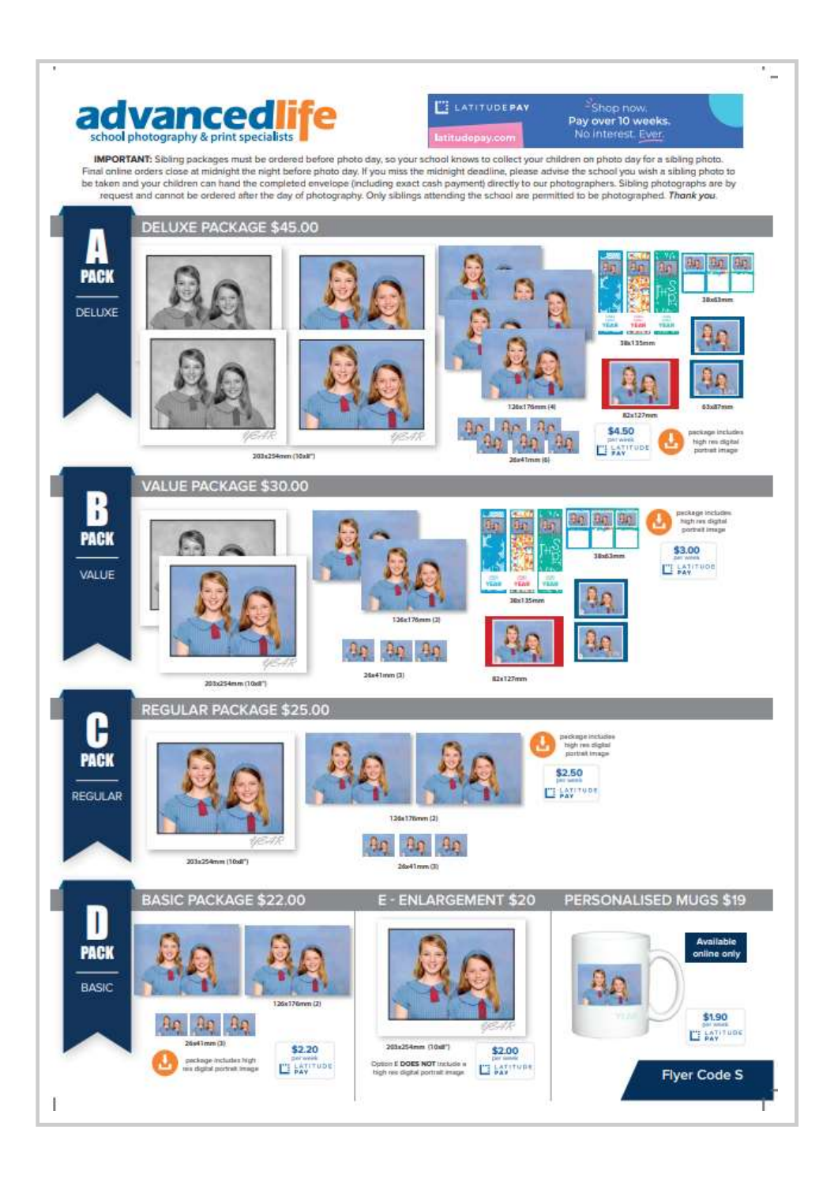# advancedlife
school photography & print specialists

LATITUDEPAY — Shop now. Pay over 10 weeks. No interest. Ever. latitudepay.com

**IMPORTANT:** Sibling packages must be ordered before photo day, so your school knows to collect your children on photo day for a sibling photo. Final online orders close at midnight the night before photo day. If you miss the midnight deadline, please advise the school you wish a sibling photo to be taken and your children can hand the completed envelope (including exact cash payment) directly to our photographers. Sibling photographs are by request and cannot be ordered after the day of photography. Only siblings attending the school are permitted to be photographed. *Thank you.*

## A PACK — DELUXE

### DELUXE PACKAGE $45.00

- 203x254mm (10x8")
- 126x176mm (4)
- 26x41mm (6)
- 38x135mm
- 38x63mm
- 82x127mm
- 63x87mm
- package includes high res digital portrait image
- $4.50 per week LATITUDE PAY

## B PACK — VALUE

### VALUE PACKAGE $30.00

- 203x254mm (10x8")
- 126x176mm (2)
- 26x41mm (3)
- 38x135mm
- 38x63mm
- 82x127mm
- package includes high res digital portrait image
- $3.00 per week LATITUDE PAY

## C PACK — REGULAR

### REGULAR PACKAGE $25.00

- 203x254mm (10x8")
- 126x176mm (2)
- 26x41mm (3)
- package includes high res digital portrait image
- $2.50 per week LATITUDE PAY

## D PACK — BASIC

### BASIC PACKAGE $22.00

- 126x176mm (2)
- 26x41mm (3)
- package includes high res digital portrait image
- $2.20 per week LATITUDE PAY

### E - ENLARGEMENT $20

- 203x254mm (10x8")
- Option E **DOES NOT** include a high res digital portrait image
- $2.00 per week LATITUDE PAY

### PERSONALISED MUGS $19

- Available online only
- $1.90 per week LATITUDE PAY

Flyer Code S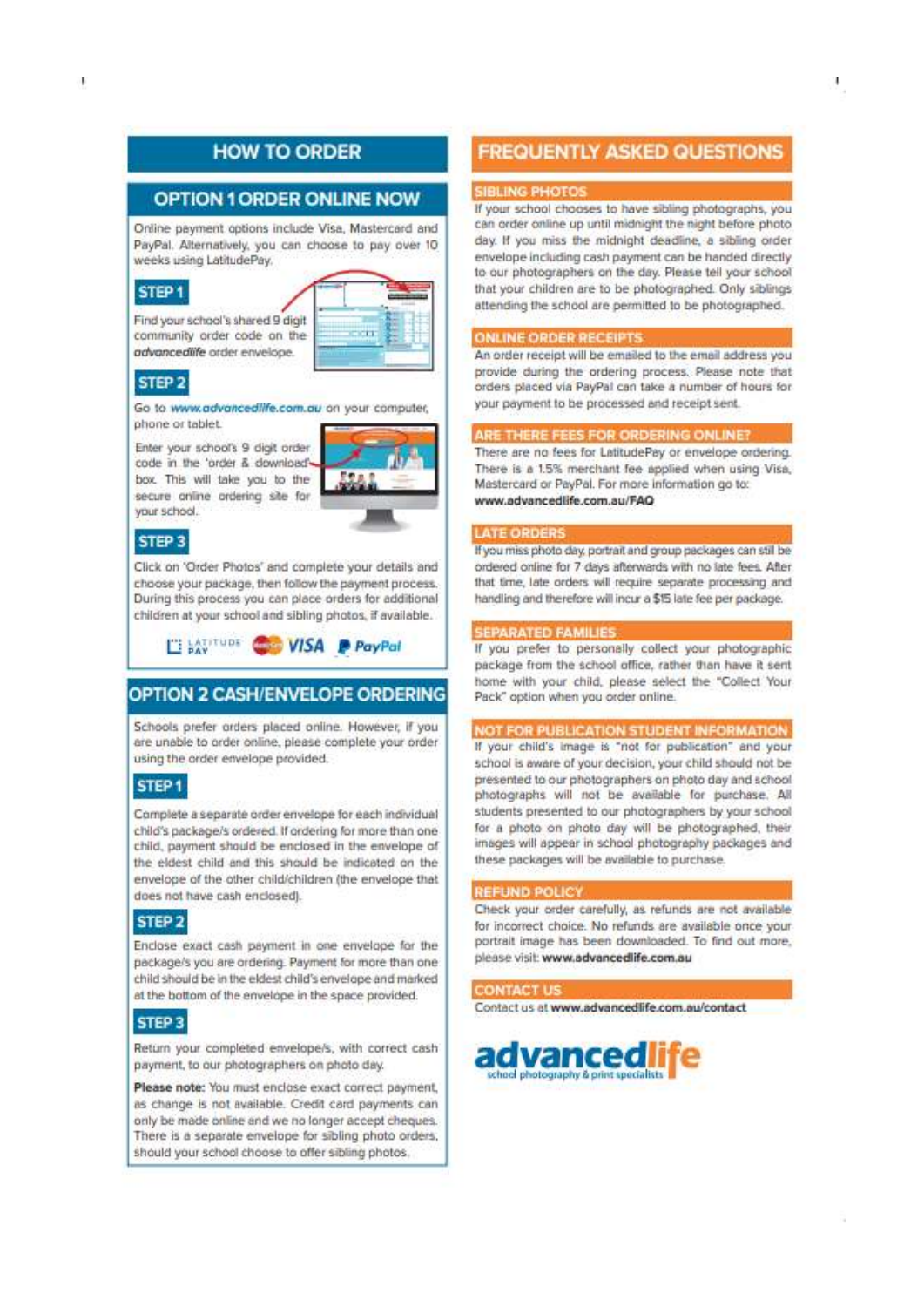# HOW TO ORDER

## OPTION 1 ORDER ONLINE NOW

Online payment options include Visa, Mastercard and PayPal. Alternatively, you can choose to pay over 10 weeks using LatitudePay.

### STEP 1

Find your school's shared 9 digit community order code on the *advancedlife* order envelope.

### STEP 2

Go to ***www.advancedlife.com.au*** on your computer, phone or tablet.

Enter your school's 9 digit order code in the 'order & download' box. This will take you to the secure online ordering site for your school.

### STEP 3

Click on 'Order Photos' and complete your details and choose your package, then follow the payment process. During this process you can place orders for additional children at your school and sibling photos, if available.

LATITUDE PAY VISA PayPal

## OPTION 2 CASH/ENVELOPE ORDERING

Schools prefer orders placed online. However, if you are unable to order online, please complete your order using the order envelope provided.

### STEP 1

Complete a separate order envelope for each individual child's package/s ordered. If ordering for more than one child, payment should be enclosed in the envelope of the eldest child and this should be indicated on the envelope of the other child/children (the envelope that does not have cash enclosed).

### STEP 2

Enclose exact cash payment in one envelope for the package/s you are ordering. Payment for more than one child should be in the eldest child's envelope and marked at the bottom of the envelope in the space provided.

### STEP 3

Return your completed envelope/s, with correct cash payment, to our photographers on photo day.

**Please note:** You must enclose exact correct payment, as change is not available. Credit card payments can only be made online and we no longer accept cheques. There is a separate envelope for sibling photo orders, should your school choose to offer sibling photos.

# FREQUENTLY ASKED QUESTIONS

### SIBLING PHOTOS

If your school chooses to have sibling photographs, you can order online up until midnight the night before photo day. If you miss the midnight deadline, a sibling order envelope including cash payment can be handed directly to our photographers on the day. Please tell your school that your children are to be photographed. Only siblings attending the school are permitted to be photographed.

### ONLINE ORDER RECEIPTS

An order receipt will be emailed to the email address you provide during the ordering process. Please note that orders placed via PayPal can take a number of hours for your payment to be processed and receipt sent.

### ARE THERE FEES FOR ORDERING ONLINE?

There are no fees for LatitudePay or envelope ordering. There is a 1.5% merchant fee applied when using Visa, Mastercard or PayPal. For more information go to: **www.advancedlife.com.au/FAQ**

### LATE ORDERS

If you miss photo day, portrait and group packages can still be ordered online for 7 days afterwards with no late fees. After that time, late orders will require separate processing and handling and therefore will incur a $15 late fee per package.

### SEPARATED FAMILIES

If you prefer to personally collect your photographic package from the school office, rather than have it sent home with your child, please select the "Collect Your Pack" option when you order online.

### NOT FOR PUBLICATION STUDENT INFORMATION

If your child's image is "not for publication" and your school is aware of your decision, your child should not be presented to our photographers on photo day and school photographs will not be available for purchase. All students presented to our photographers by your school for a photo on photo day will be photographed, their images will appear in school photography packages and these packages will be available to purchase.

### REFUND POLICY

Check your order carefully, as refunds are not available for incorrect choice. No refunds are available once your portrait image has been downloaded. To find out more, please visit: **www.advancedlife.com.au**

### CONTACT US

Contact us at **www.advancedlife.com.au/contact**

advancedlife
school photography & print specialists